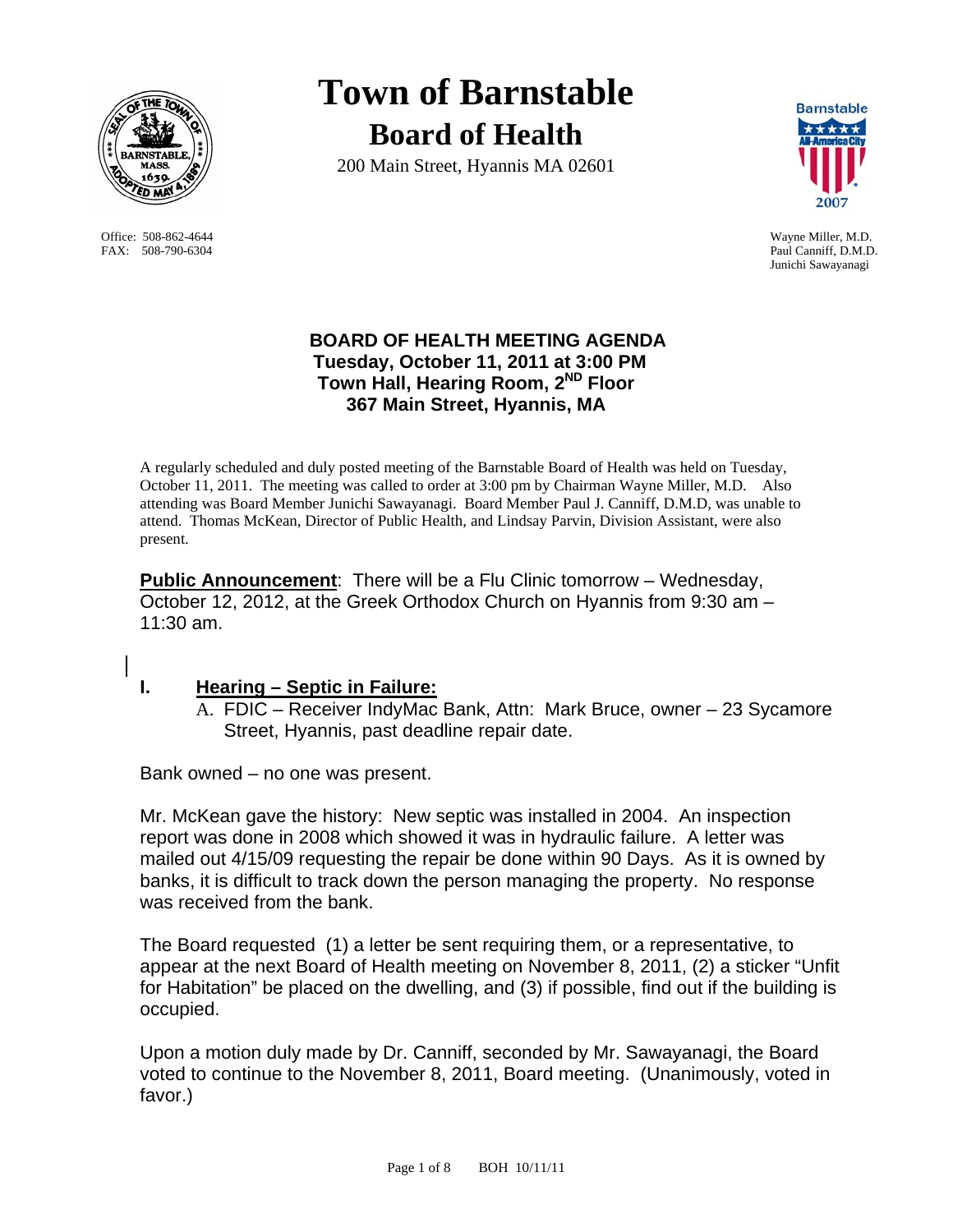# Town of Barnstable

## Board of Health

200 Main Street, Hyannis MA 02601

Office: 508-862-4644
FAX: 508-790-6304

Wayne Miller, M.D.
Paul Canniff, D.M.D.
Junichi Sawayanagi

**BOARD OF HEALTH MEETING AGENDA**
**Tuesday, October 11, 2011 at 3:00 PM**
**Town Hall, Hearing Room, 2ND Floor**
**367 Main Street, Hyannis, MA**

A regularly scheduled and duly posted meeting of the Barnstable Board of Health was held on Tuesday, October 11, 2011. The meeting was called to order at 3:00 pm by Chairman Wayne Miller, M.D. Also attending was Board Member Junichi Sawayanagi. Board Member Paul J. Canniff, D.M.D, was unable to attend. Thomas McKean, Director of Public Health, and Lindsay Parvin, Division Assistant, were also present.

**Public Announcement**: There will be a Flu Clinic tomorrow – Wednesday, October 12, 2012, at the Greek Orthodox Church on Hyannis from 9:30 am – 11:30 am.

## I. Hearing – Septic in Failure:

A. FDIC – Receiver IndyMac Bank, Attn: Mark Bruce, owner – 23 Sycamore Street, Hyannis, past deadline repair date.

Bank owned – no one was present.

Mr. McKean gave the history: New septic was installed in 2004. An inspection report was done in 2008 which showed it was in hydraulic failure. A letter was mailed out 4/15/09 requesting the repair be done within 90 Days. As it is owned by banks, it is difficult to track down the person managing the property. No response was received from the bank.

The Board requested (1) a letter be sent requiring them, or a representative, to appear at the next Board of Health meeting on November 8, 2011, (2) a sticker "Unfit for Habitation" be placed on the dwelling, and (3) if possible, find out if the building is occupied.

Upon a motion duly made by Dr. Canniff, seconded by Mr. Sawayanagi, the Board voted to continue to the November 8, 2011, Board meeting. (Unanimously, voted in favor.)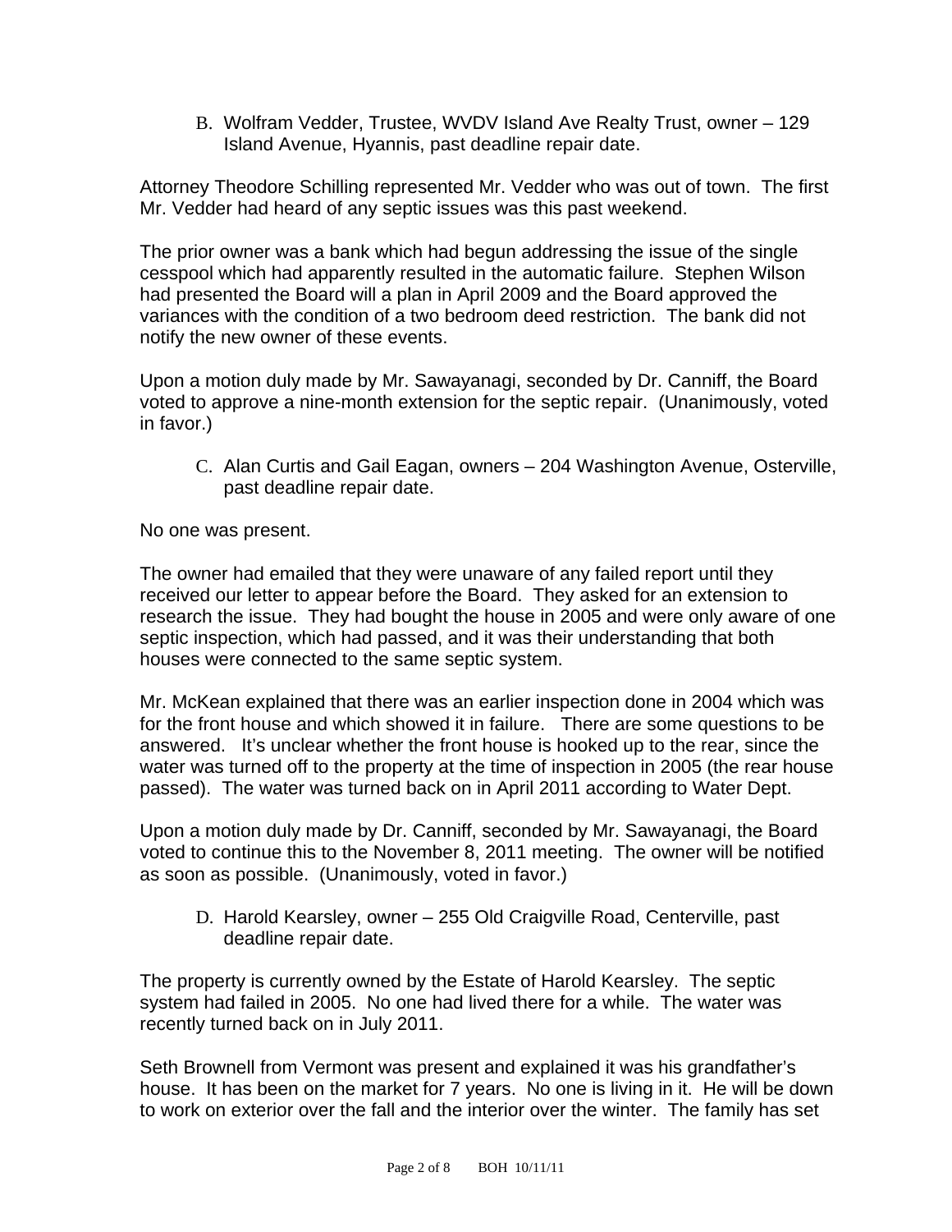B. Wolfram Vedder, Trustee, WVDV Island Ave Realty Trust, owner – 129 Island Avenue, Hyannis, past deadline repair date.

Attorney Theodore Schilling represented Mr. Vedder who was out of town. The first Mr. Vedder had heard of any septic issues was this past weekend.

The prior owner was a bank which had begun addressing the issue of the single cesspool which had apparently resulted in the automatic failure. Stephen Wilson had presented the Board will a plan in April 2009 and the Board approved the variances with the condition of a two bedroom deed restriction. The bank did not notify the new owner of these events.

Upon a motion duly made by Mr. Sawayanagi, seconded by Dr. Canniff, the Board voted to approve a nine-month extension for the septic repair. (Unanimously, voted in favor.)

C. Alan Curtis and Gail Eagan, owners – 204 Washington Avenue, Osterville, past deadline repair date.

No one was present.

The owner had emailed that they were unaware of any failed report until they received our letter to appear before the Board. They asked for an extension to research the issue. They had bought the house in 2005 and were only aware of one septic inspection, which had passed, and it was their understanding that both houses were connected to the same septic system.

Mr. McKean explained that there was an earlier inspection done in 2004 which was for the front house and which showed it in failure. There are some questions to be answered. It's unclear whether the front house is hooked up to the rear, since the water was turned off to the property at the time of inspection in 2005 (the rear house passed). The water was turned back on in April 2011 according to Water Dept.

Upon a motion duly made by Dr. Canniff, seconded by Mr. Sawayanagi, the Board voted to continue this to the November 8, 2011 meeting. The owner will be notified as soon as possible. (Unanimously, voted in favor.)

D. Harold Kearsley, owner – 255 Old Craigville Road, Centerville, past deadline repair date.

The property is currently owned by the Estate of Harold Kearsley. The septic system had failed in 2005. No one had lived there for a while. The water was recently turned back on in July 2011.

Seth Brownell from Vermont was present and explained it was his grandfather's house. It has been on the market for 7 years. No one is living in it. He will be down to work on exterior over the fall and the interior over the winter. The family has set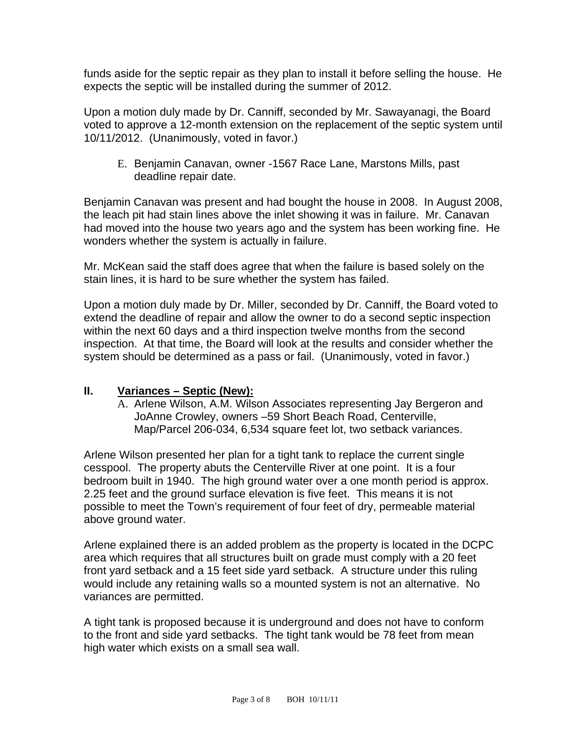funds aside for the septic repair as they plan to install it before selling the house. He expects the septic will be installed during the summer of 2012.

Upon a motion duly made by Dr. Canniff, seconded by Mr. Sawayanagi, the Board voted to approve a 12-month extension on the replacement of the septic system until 10/11/2012. (Unanimously, voted in favor.)

E. Benjamin Canavan, owner -1567 Race Lane, Marstons Mills, past deadline repair date.

Benjamin Canavan was present and had bought the house in 2008. In August 2008, the leach pit had stain lines above the inlet showing it was in failure. Mr. Canavan had moved into the house two years ago and the system has been working fine. He wonders whether the system is actually in failure.

Mr. McKean said the staff does agree that when the failure is based solely on the stain lines, it is hard to be sure whether the system has failed.

Upon a motion duly made by Dr. Miller, seconded by Dr. Canniff, the Board voted to extend the deadline of repair and allow the owner to do a second septic inspection within the next 60 days and a third inspection twelve months from the second inspection. At that time, the Board will look at the results and consider whether the system should be determined as a pass or fail. (Unanimously, voted in favor.)

## II. <u>Variances – Septic (New):</u>

A. Arlene Wilson, A.M. Wilson Associates representing Jay Bergeron and JoAnne Crowley, owners –59 Short Beach Road, Centerville, Map/Parcel 206-034, 6,534 square feet lot, two setback variances.

Arlene Wilson presented her plan for a tight tank to replace the current single cesspool. The property abuts the Centerville River at one point. It is a four bedroom built in 1940. The high ground water over a one month period is approx. 2.25 feet and the ground surface elevation is five feet. This means it is not possible to meet the Town's requirement of four feet of dry, permeable material above ground water.

Arlene explained there is an added problem as the property is located in the DCPC area which requires that all structures built on grade must comply with a 20 feet front yard setback and a 15 feet side yard setback. A structure under this ruling would include any retaining walls so a mounted system is not an alternative. No variances are permitted.

A tight tank is proposed because it is underground and does not have to conform to the front and side yard setbacks. The tight tank would be 78 feet from mean high water which exists on a small sea wall.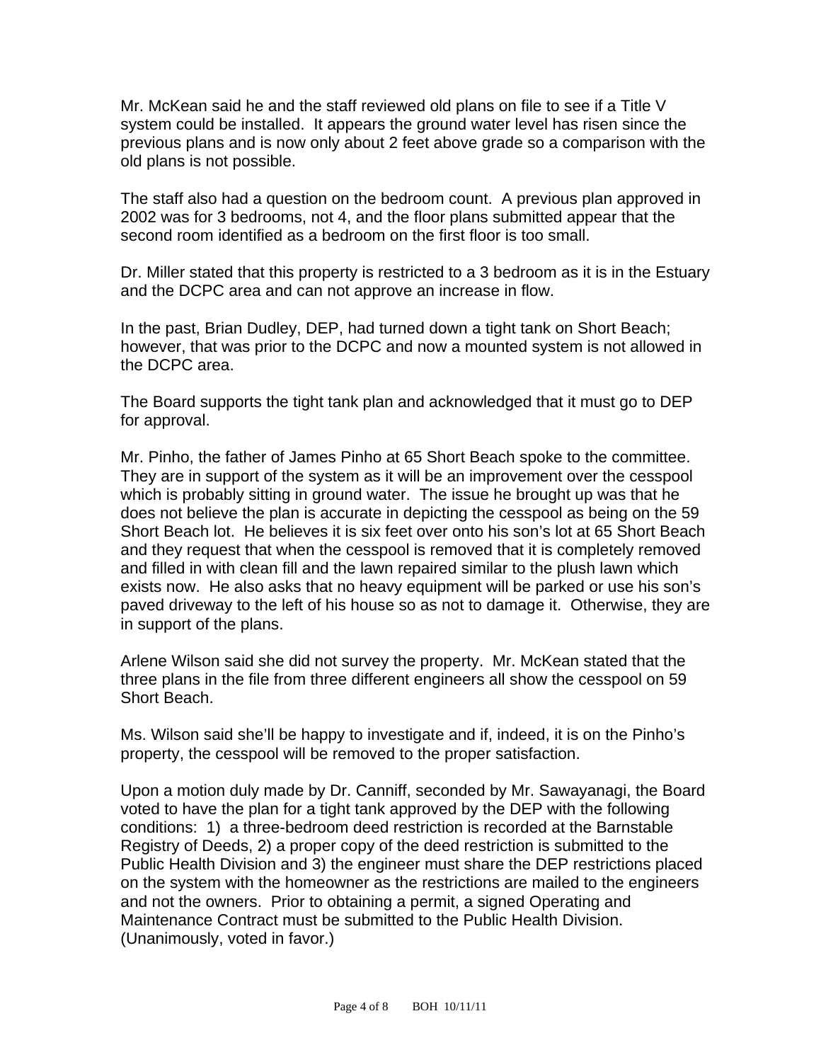Mr. McKean said he and the staff reviewed old plans on file to see if a Title V system could be installed. It appears the ground water level has risen since the previous plans and is now only about 2 feet above grade so a comparison with the old plans is not possible.

The staff also had a question on the bedroom count. A previous plan approved in 2002 was for 3 bedrooms, not 4, and the floor plans submitted appear that the second room identified as a bedroom on the first floor is too small.

Dr. Miller stated that this property is restricted to a 3 bedroom as it is in the Estuary and the DCPC area and can not approve an increase in flow.

In the past, Brian Dudley, DEP, had turned down a tight tank on Short Beach; however, that was prior to the DCPC and now a mounted system is not allowed in the DCPC area.

The Board supports the tight tank plan and acknowledged that it must go to DEP for approval.

Mr. Pinho, the father of James Pinho at 65 Short Beach spoke to the committee. They are in support of the system as it will be an improvement over the cesspool which is probably sitting in ground water. The issue he brought up was that he does not believe the plan is accurate in depicting the cesspool as being on the 59 Short Beach lot. He believes it is six feet over onto his son's lot at 65 Short Beach and they request that when the cesspool is removed that it is completely removed and filled in with clean fill and the lawn repaired similar to the plush lawn which exists now. He also asks that no heavy equipment will be parked or use his son's paved driveway to the left of his house so as not to damage it. Otherwise, they are in support of the plans.

Arlene Wilson said she did not survey the property. Mr. McKean stated that the three plans in the file from three different engineers all show the cesspool on 59 Short Beach.

Ms. Wilson said she'll be happy to investigate and if, indeed, it is on the Pinho's property, the cesspool will be removed to the proper satisfaction.

Upon a motion duly made by Dr. Canniff, seconded by Mr. Sawayanagi, the Board voted to have the plan for a tight tank approved by the DEP with the following conditions: 1) a three-bedroom deed restriction is recorded at the Barnstable Registry of Deeds, 2) a proper copy of the deed restriction is submitted to the Public Health Division and 3) the engineer must share the DEP restrictions placed on the system with the homeowner as the restrictions are mailed to the engineers and not the owners. Prior to obtaining a permit, a signed Operating and Maintenance Contract must be submitted to the Public Health Division. (Unanimously, voted in favor.)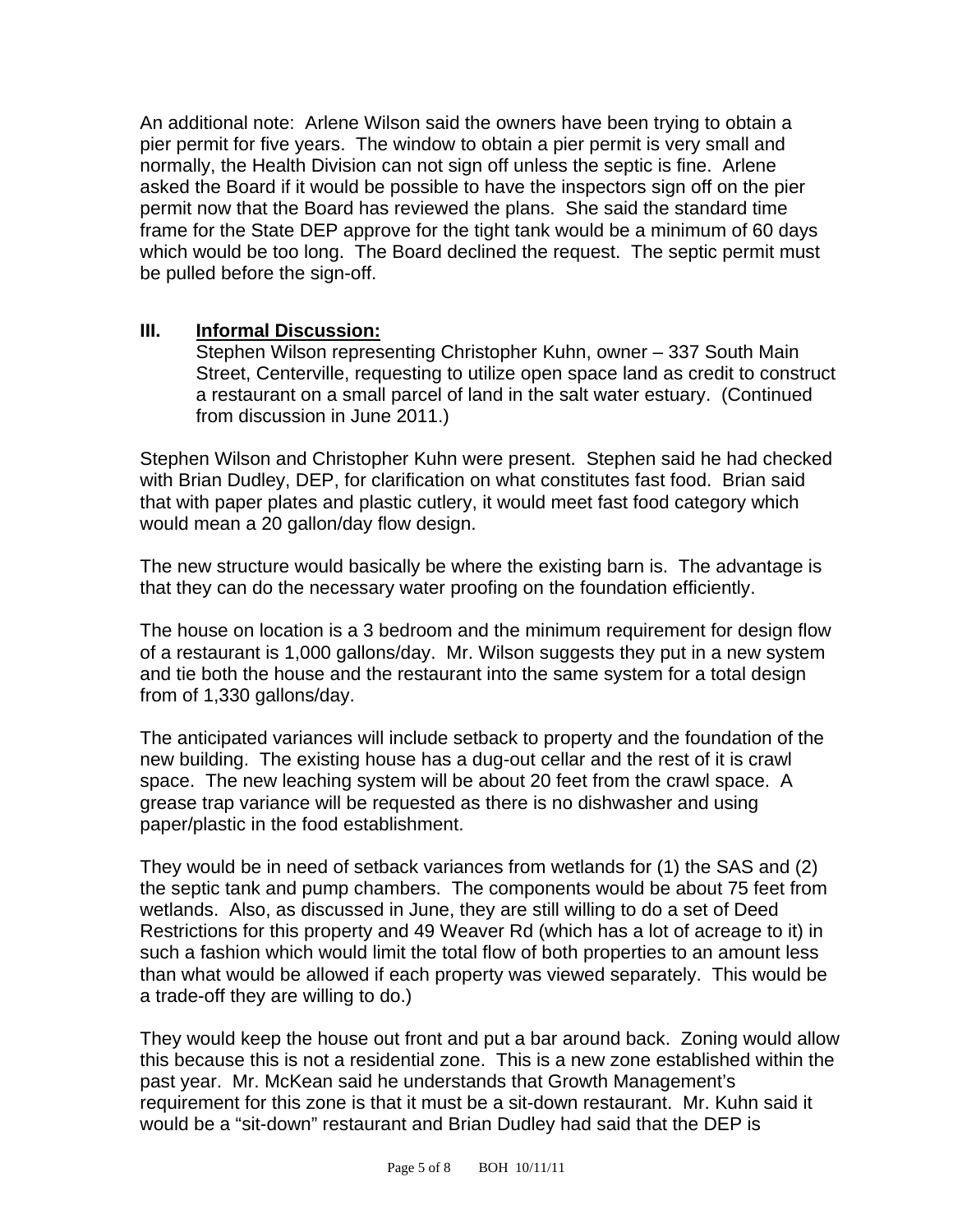An additional note: Arlene Wilson said the owners have been trying to obtain a pier permit for five years. The window to obtain a pier permit is very small and normally, the Health Division can not sign off unless the septic is fine. Arlene asked the Board if it would be possible to have the inspectors sign off on the pier permit now that the Board has reviewed the plans. She said the standard time frame for the State DEP approve for the tight tank would be a minimum of 60 days which would be too long. The Board declined the request. The septic permit must be pulled before the sign-off.

## III. Informal Discussion:

Stephen Wilson representing Christopher Kuhn, owner – 337 South Main Street, Centerville, requesting to utilize open space land as credit to construct a restaurant on a small parcel of land in the salt water estuary. (Continued from discussion in June 2011.)

Stephen Wilson and Christopher Kuhn were present. Stephen said he had checked with Brian Dudley, DEP, for clarification on what constitutes fast food. Brian said that with paper plates and plastic cutlery, it would meet fast food category which would mean a 20 gallon/day flow design.

The new structure would basically be where the existing barn is. The advantage is that they can do the necessary water proofing on the foundation efficiently.

The house on location is a 3 bedroom and the minimum requirement for design flow of a restaurant is 1,000 gallons/day. Mr. Wilson suggests they put in a new system and tie both the house and the restaurant into the same system for a total design from of 1,330 gallons/day.

The anticipated variances will include setback to property and the foundation of the new building. The existing house has a dug-out cellar and the rest of it is crawl space. The new leaching system will be about 20 feet from the crawl space. A grease trap variance will be requested as there is no dishwasher and using paper/plastic in the food establishment.

They would be in need of setback variances from wetlands for (1) the SAS and (2) the septic tank and pump chambers. The components would be about 75 feet from wetlands. Also, as discussed in June, they are still willing to do a set of Deed Restrictions for this property and 49 Weaver Rd (which has a lot of acreage to it) in such a fashion which would limit the total flow of both properties to an amount less than what would be allowed if each property was viewed separately. This would be a trade-off they are willing to do.)

They would keep the house out front and put a bar around back. Zoning would allow this because this is not a residential zone. This is a new zone established within the past year. Mr. McKean said he understands that Growth Management's requirement for this zone is that it must be a sit-down restaurant. Mr. Kuhn said it would be a "sit-down" restaurant and Brian Dudley had said that the DEP is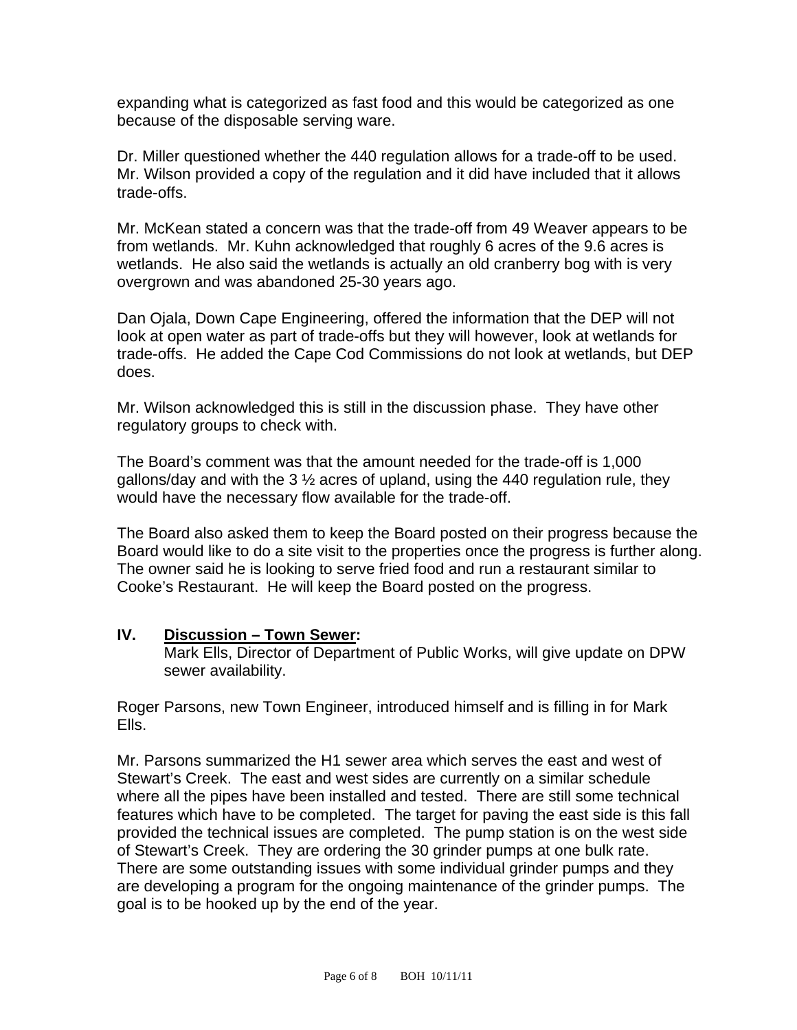expanding what is categorized as fast food and this would be categorized as one because of the disposable serving ware.

Dr. Miller questioned whether the 440 regulation allows for a trade-off to be used. Mr. Wilson provided a copy of the regulation and it did have included that it allows trade-offs.

Mr. McKean stated a concern was that the trade-off from 49 Weaver appears to be from wetlands. Mr. Kuhn acknowledged that roughly 6 acres of the 9.6 acres is wetlands. He also said the wetlands is actually an old cranberry bog with is very overgrown and was abandoned 25-30 years ago.

Dan Ojala, Down Cape Engineering, offered the information that the DEP will not look at open water as part of trade-offs but they will however, look at wetlands for trade-offs. He added the Cape Cod Commissions do not look at wetlands, but DEP does.

Mr. Wilson acknowledged this is still in the discussion phase. They have other regulatory groups to check with.

The Board's comment was that the amount needed for the trade-off is 1,000 gallons/day and with the 3 ½ acres of upland, using the 440 regulation rule, they would have the necessary flow available for the trade-off.

The Board also asked them to keep the Board posted on their progress because the Board would like to do a site visit to the properties once the progress is further along. The owner said he is looking to serve fried food and run a restaurant similar to Cooke's Restaurant. He will keep the Board posted on the progress.

## IV. <u>Discussion – Town Sewer</u>:

Mark Ells, Director of Department of Public Works, will give update on DPW sewer availability.

Roger Parsons, new Town Engineer, introduced himself and is filling in for Mark Ells.

Mr. Parsons summarized the H1 sewer area which serves the east and west of Stewart's Creek. The east and west sides are currently on a similar schedule where all the pipes have been installed and tested. There are still some technical features which have to be completed. The target for paving the east side is this fall provided the technical issues are completed. The pump station is on the west side of Stewart's Creek. They are ordering the 30 grinder pumps at one bulk rate. There are some outstanding issues with some individual grinder pumps and they are developing a program for the ongoing maintenance of the grinder pumps. The goal is to be hooked up by the end of the year.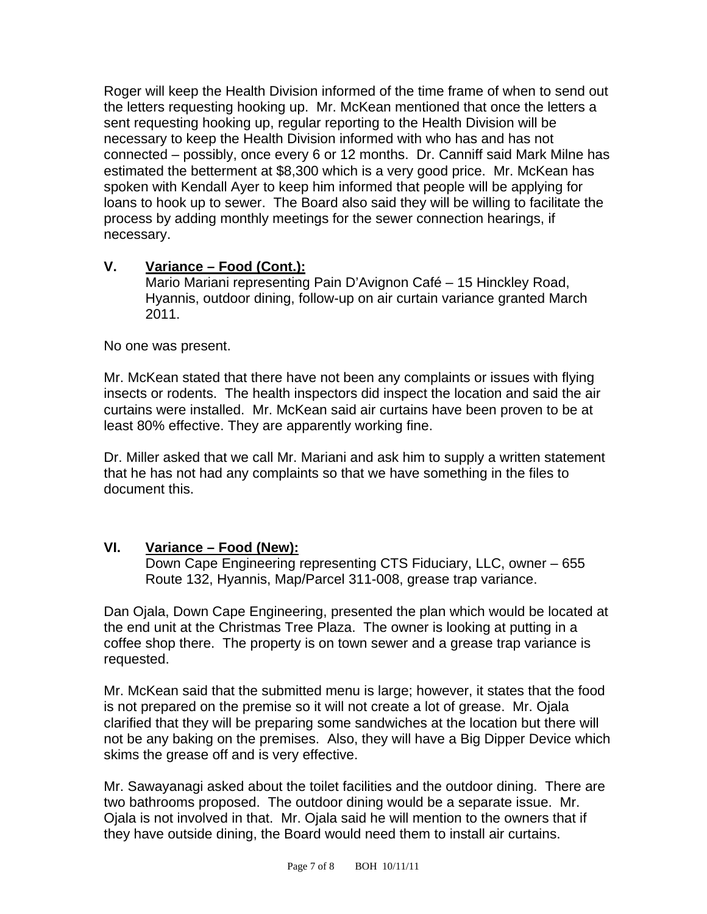Roger will keep the Health Division informed of the time frame of when to send out the letters requesting hooking up. Mr. McKean mentioned that once the letters a sent requesting hooking up, regular reporting to the Health Division will be necessary to keep the Health Division informed with who has and has not connected – possibly, once every 6 or 12 months. Dr. Canniff said Mark Milne has estimated the betterment at $8,300 which is a very good price. Mr. McKean has spoken with Kendall Ayer to keep him informed that people will be applying for loans to hook up to sewer. The Board also said they will be willing to facilitate the process by adding monthly meetings for the sewer connection hearings, if necessary.

## V. **Variance – Food (Cont.):**

Mario Mariani representing Pain D'Avignon Café – 15 Hinckley Road, Hyannis, outdoor dining, follow-up on air curtain variance granted March 2011.

No one was present.

Mr. McKean stated that there have not been any complaints or issues with flying insects or rodents. The health inspectors did inspect the location and said the air curtains were installed. Mr. McKean said air curtains have been proven to be at least 80% effective. They are apparently working fine.

Dr. Miller asked that we call Mr. Mariani and ask him to supply a written statement that he has not had any complaints so that we have something in the files to document this.

## VI. **Variance – Food (New):**

Down Cape Engineering representing CTS Fiduciary, LLC, owner – 655 Route 132, Hyannis, Map/Parcel 311-008, grease trap variance.

Dan Ojala, Down Cape Engineering, presented the plan which would be located at the end unit at the Christmas Tree Plaza. The owner is looking at putting in a coffee shop there. The property is on town sewer and a grease trap variance is requested.

Mr. McKean said that the submitted menu is large; however, it states that the food is not prepared on the premise so it will not create a lot of grease. Mr. Ojala clarified that they will be preparing some sandwiches at the location but there will not be any baking on the premises. Also, they will have a Big Dipper Device which skims the grease off and is very effective.

Mr. Sawayanagi asked about the toilet facilities and the outdoor dining. There are two bathrooms proposed. The outdoor dining would be a separate issue. Mr. Ojala is not involved in that. Mr. Ojala said he will mention to the owners that if they have outside dining, the Board would need them to install air curtains.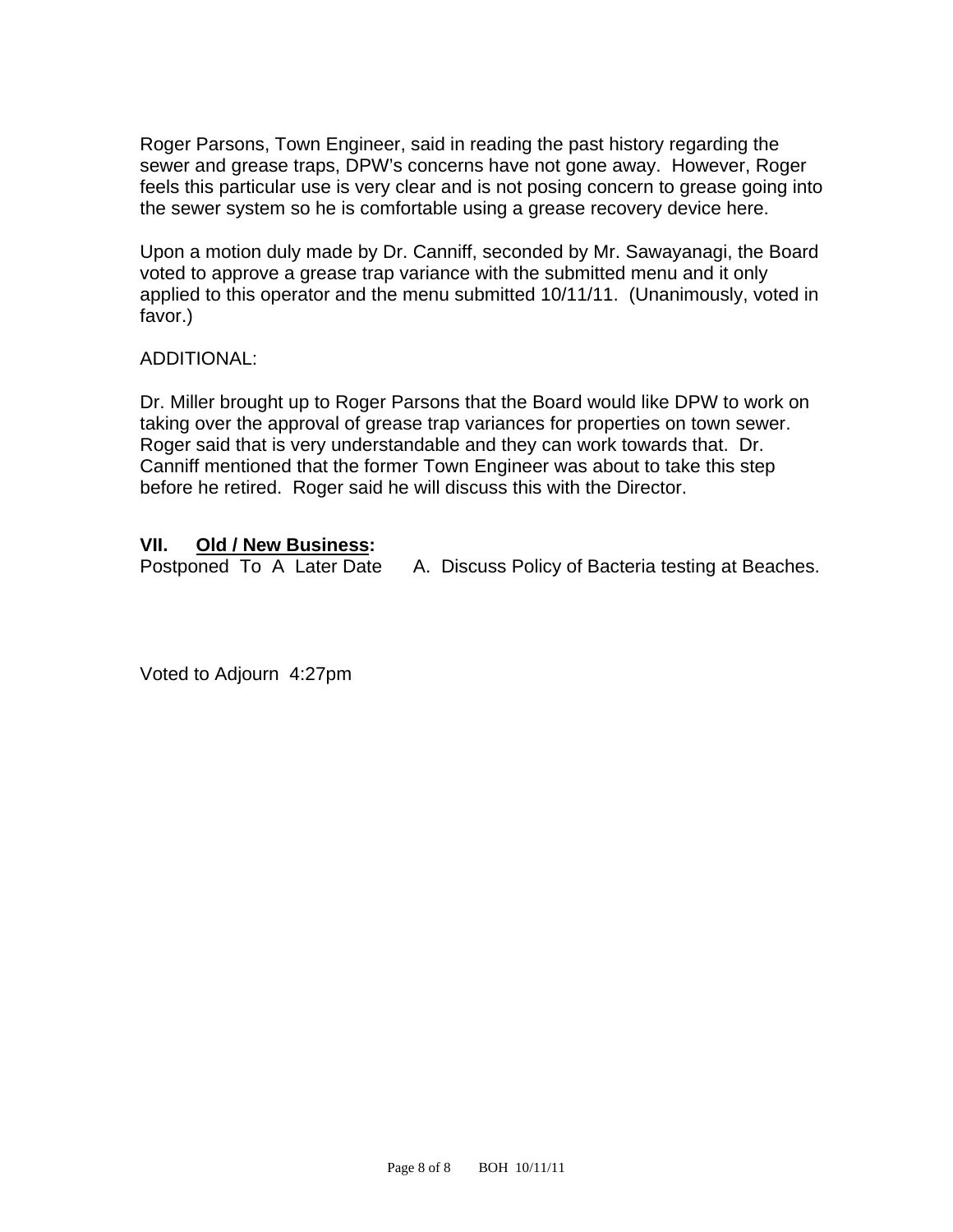Roger Parsons, Town Engineer, said in reading the past history regarding the sewer and grease traps, DPW's concerns have not gone away. However, Roger feels this particular use is very clear and is not posing concern to grease going into the sewer system so he is comfortable using a grease recovery device here.

Upon a motion duly made by Dr. Canniff, seconded by Mr. Sawayanagi, the Board voted to approve a grease trap variance with the submitted menu and it only applied to this operator and the menu submitted 10/11/11. (Unanimously, voted in favor.)

ADDITIONAL:

Dr. Miller brought up to Roger Parsons that the Board would like DPW to work on taking over the approval of grease trap variances for properties on town sewer. Roger said that is very understandable and they can work towards that. Dr. Canniff mentioned that the former Town Engineer was about to take this step before he retired. Roger said he will discuss this with the Director.

## VII. Old / New Business:

Postponed To A Later Date    A. Discuss Policy of Bacteria testing at Beaches.

Voted to Adjourn 4:27pm